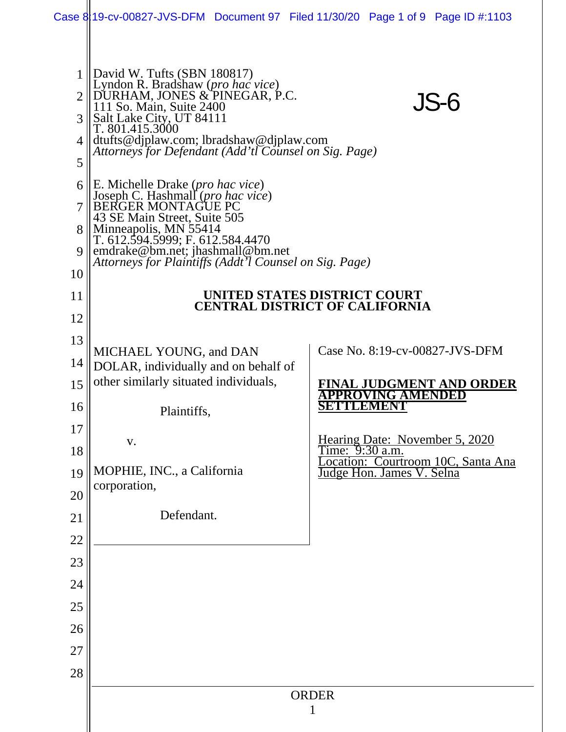David W. Tufts (SBN 180817)
Lyndon R. Bradshaw (*pro hac vice*)
DURHAM, JONES & PINEGAR, P.C.
111 So. Main, Suite 2400
Salt Lake City, UT 84111
T. 801.415.3000
dtufts@djplaw.com; lbradshaw@djplaw.com
*Attorneys for Defendant (Add'tl Counsel on Sig. Page)*

JS-6

E. Michelle Drake (*pro hac vice*)
Joseph C. Hashmall (*pro hac vice*)
BERGER MONTAGUE PC
43 SE Main Street, Suite 505
Minneapolis, MN 55414
T. 612.594.5999; F. 612.584.4470
emdrake@bm.net; jhashmall@bm.net
*Attorneys for Plaintiffs (Addt'l Counsel on Sig. Page)*

**UNITED STATES DISTRICT COURT**
**CENTRAL DISTRICT OF CALIFORNIA**

MICHAEL YOUNG, and DAN DOLAR, individually and on behalf of other similarly situated individuals,

Plaintiffs,

v.

MOPHIE, INC., a California corporation,

Defendant.

Case No. 8:19-cv-00827-JVS-DFM

**FINAL JUDGMENT AND ORDER APPROVING AMENDED SETTLEMENT**

Hearing Date: November 5, 2020
Time: 9:30 a.m.
Location: Courtroom 10C, Santa Ana
Judge Hon. James V. Selna

ORDER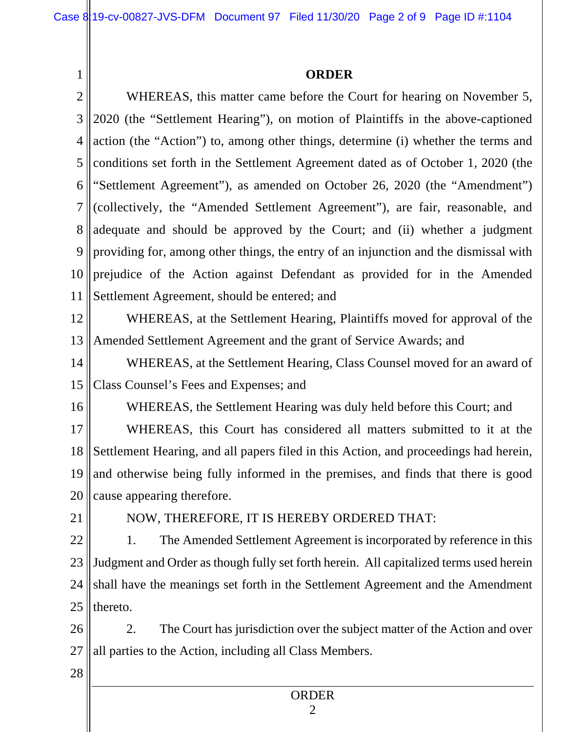**ORDER**

WHEREAS, this matter came before the Court for hearing on November 5, 2020 (the "Settlement Hearing"), on motion of Plaintiffs in the above-captioned action (the "Action") to, among other things, determine (i) whether the terms and conditions set forth in the Settlement Agreement dated as of October 1, 2020 (the "Settlement Agreement"), as amended on October 26, 2020 (the "Amendment") (collectively, the "Amended Settlement Agreement"), are fair, reasonable, and adequate and should be approved by the Court; and (ii) whether a judgment providing for, among other things, the entry of an injunction and the dismissal with prejudice of the Action against Defendant as provided for in the Amended Settlement Agreement, should be entered; and

WHEREAS, at the Settlement Hearing, Plaintiffs moved for approval of the Amended Settlement Agreement and the grant of Service Awards; and

WHEREAS, at the Settlement Hearing, Class Counsel moved for an award of Class Counsel's Fees and Expenses; and

WHEREAS, the Settlement Hearing was duly held before this Court; and

WHEREAS, this Court has considered all matters submitted to it at the Settlement Hearing, and all papers filed in this Action, and proceedings had herein, and otherwise being fully informed in the premises, and finds that there is good cause appearing therefore.

NOW, THEREFORE, IT IS HEREBY ORDERED THAT:

1. The Amended Settlement Agreement is incorporated by reference in this Judgment and Order as though fully set forth herein. All capitalized terms used herein shall have the meanings set forth in the Settlement Agreement and the Amendment thereto.

2. The Court has jurisdiction over the subject matter of the Action and over all parties to the Action, including all Class Members.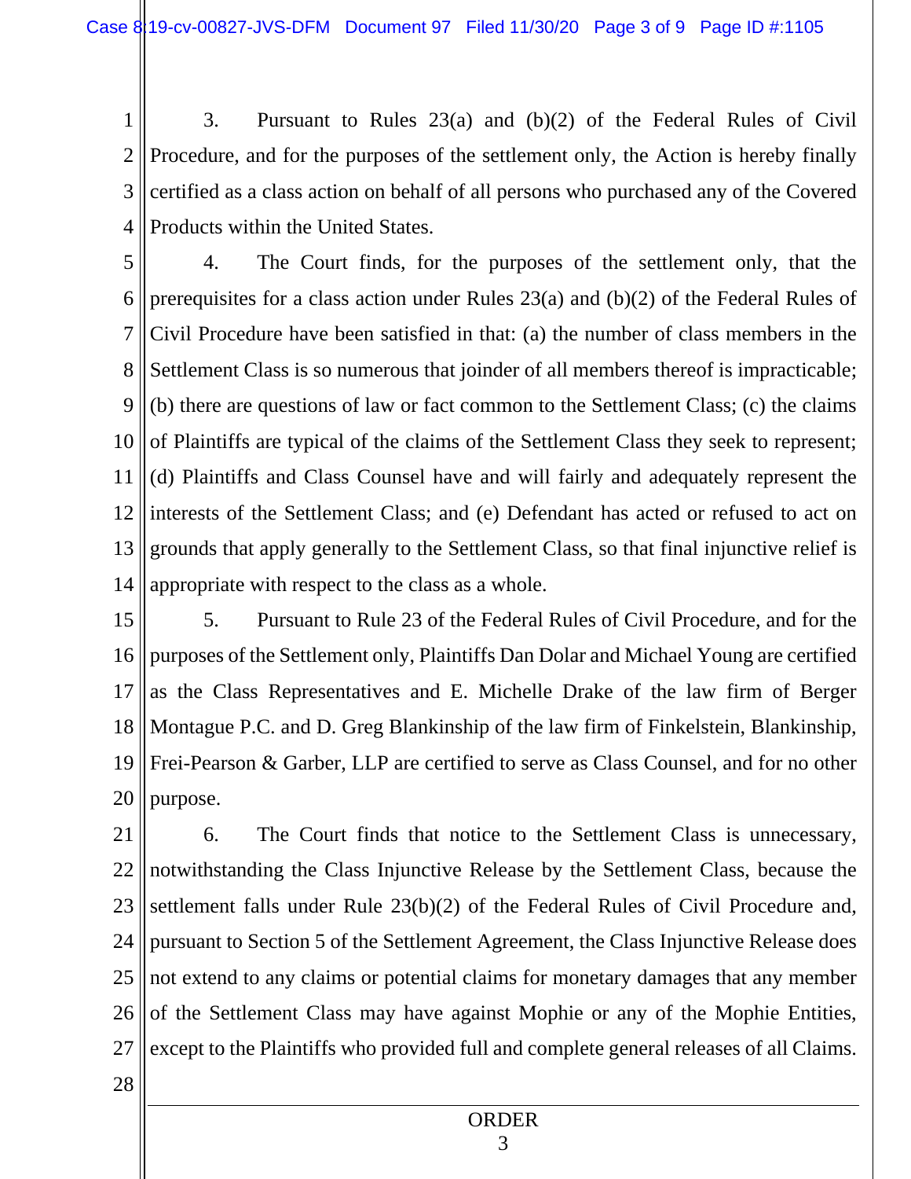3. Pursuant to Rules 23(a) and (b)(2) of the Federal Rules of Civil Procedure, and for the purposes of the settlement only, the Action is hereby finally certified as a class action on behalf of all persons who purchased any of the Covered Products within the United States.

4. The Court finds, for the purposes of the settlement only, that the prerequisites for a class action under Rules 23(a) and (b)(2) of the Federal Rules of Civil Procedure have been satisfied in that: (a) the number of class members in the Settlement Class is so numerous that joinder of all members thereof is impracticable; (b) there are questions of law or fact common to the Settlement Class; (c) the claims of Plaintiffs are typical of the claims of the Settlement Class they seek to represent; (d) Plaintiffs and Class Counsel have and will fairly and adequately represent the interests of the Settlement Class; and (e) Defendant has acted or refused to act on grounds that apply generally to the Settlement Class, so that final injunctive relief is appropriate with respect to the class as a whole.

5. Pursuant to Rule 23 of the Federal Rules of Civil Procedure, and for the purposes of the Settlement only, Plaintiffs Dan Dolar and Michael Young are certified as the Class Representatives and E. Michelle Drake of the law firm of Berger Montague P.C. and D. Greg Blankinship of the law firm of Finkelstein, Blankinship, Frei-Pearson & Garber, LLP are certified to serve as Class Counsel, and for no other purpose.

6. The Court finds that notice to the Settlement Class is unnecessary, notwithstanding the Class Injunctive Release by the Settlement Class, because the settlement falls under Rule 23(b)(2) of the Federal Rules of Civil Procedure and, pursuant to Section 5 of the Settlement Agreement, the Class Injunctive Release does not extend to any claims or potential claims for monetary damages that any member of the Settlement Class may have against Mophie or any of the Mophie Entities, except to the Plaintiffs who provided full and complete general releases of all Claims.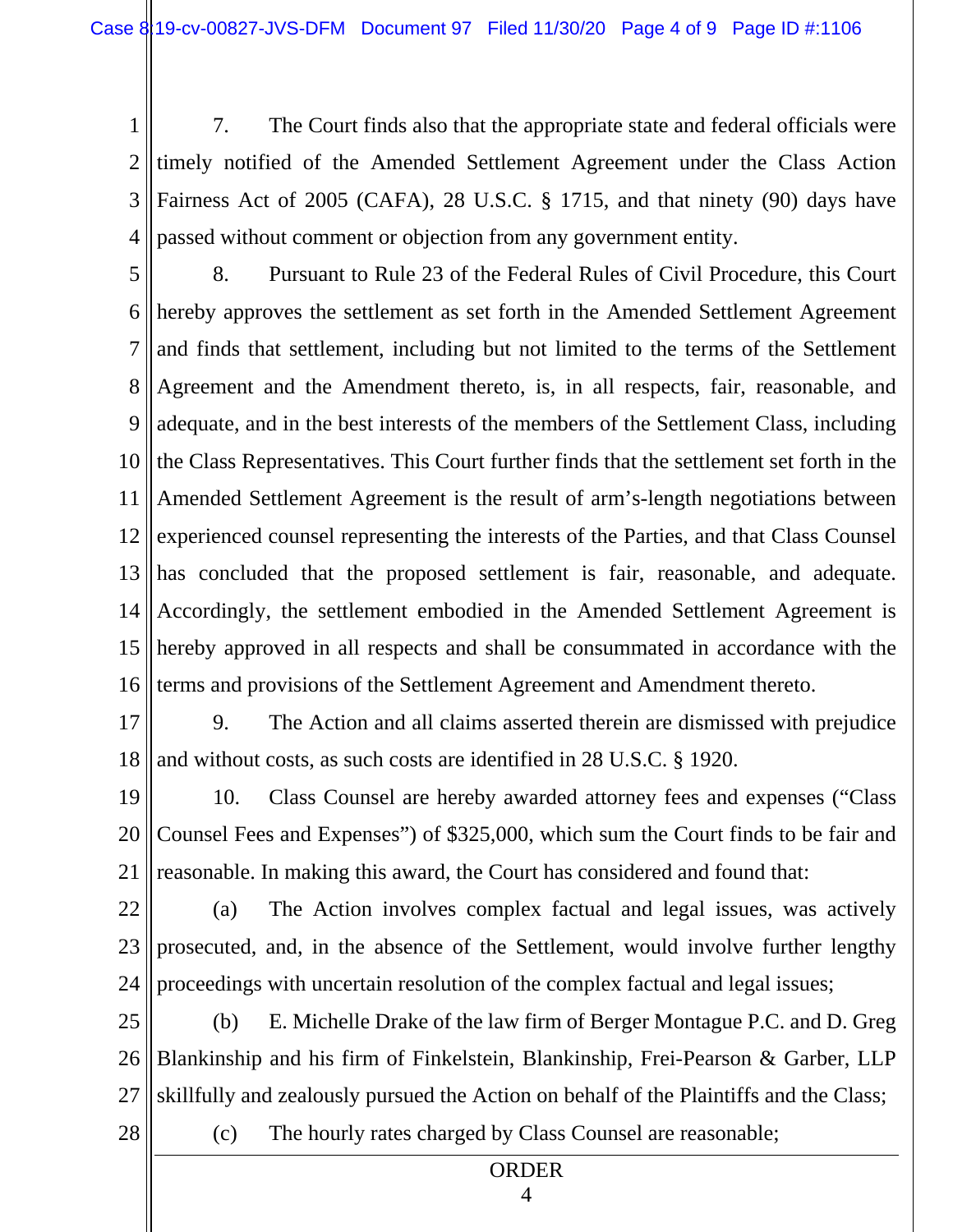7. The Court finds also that the appropriate state and federal officials were timely notified of the Amended Settlement Agreement under the Class Action Fairness Act of 2005 (CAFA), 28 U.S.C. § 1715, and that ninety (90) days have passed without comment or objection from any government entity.

8. Pursuant to Rule 23 of the Federal Rules of Civil Procedure, this Court hereby approves the settlement as set forth in the Amended Settlement Agreement and finds that settlement, including but not limited to the terms of the Settlement Agreement and the Amendment thereto, is, in all respects, fair, reasonable, and adequate, and in the best interests of the members of the Settlement Class, including the Class Representatives. This Court further finds that the settlement set forth in the Amended Settlement Agreement is the result of arm's-length negotiations between experienced counsel representing the interests of the Parties, and that Class Counsel has concluded that the proposed settlement is fair, reasonable, and adequate. Accordingly, the settlement embodied in the Amended Settlement Agreement is hereby approved in all respects and shall be consummated in accordance with the terms and provisions of the Settlement Agreement and Amendment thereto.

9. The Action and all claims asserted therein are dismissed with prejudice and without costs, as such costs are identified in 28 U.S.C. § 1920.

10. Class Counsel are hereby awarded attorney fees and expenses ("Class Counsel Fees and Expenses") of $325,000, which sum the Court finds to be fair and reasonable. In making this award, the Court has considered and found that:

(a) The Action involves complex factual and legal issues, was actively prosecuted, and, in the absence of the Settlement, would involve further lengthy proceedings with uncertain resolution of the complex factual and legal issues;

(b) E. Michelle Drake of the law firm of Berger Montague P.C. and D. Greg Blankinship and his firm of Finkelstein, Blankinship, Frei-Pearson & Garber, LLP skillfully and zealously pursued the Action on behalf of the Plaintiffs and the Class;

(c) The hourly rates charged by Class Counsel are reasonable;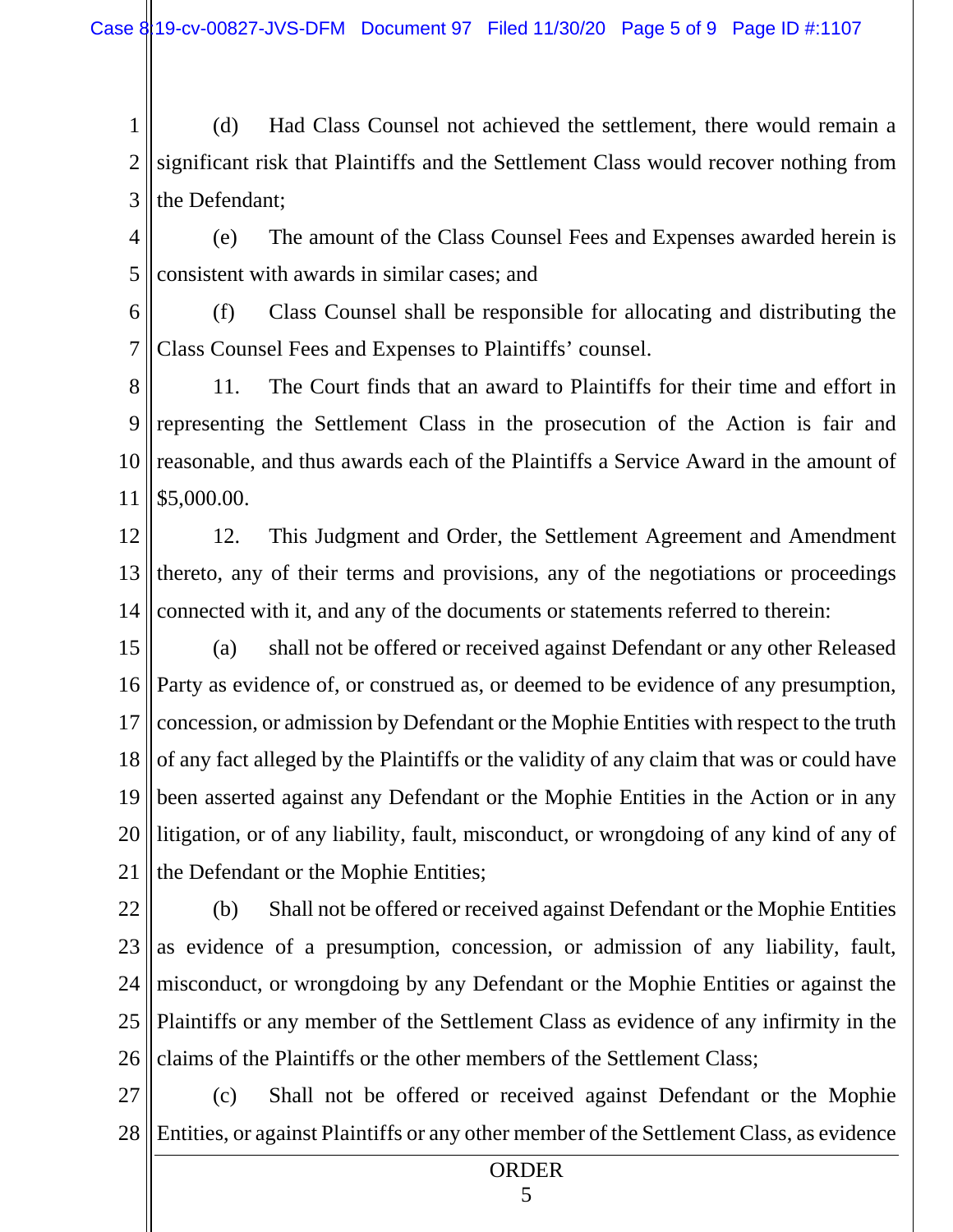(d) Had Class Counsel not achieved the settlement, there would remain a significant risk that Plaintiffs and the Settlement Class would recover nothing from the Defendant;

(e) The amount of the Class Counsel Fees and Expenses awarded herein is consistent with awards in similar cases; and

(f) Class Counsel shall be responsible for allocating and distributing the Class Counsel Fees and Expenses to Plaintiffs' counsel.

11. The Court finds that an award to Plaintiffs for their time and effort in representing the Settlement Class in the prosecution of the Action is fair and reasonable, and thus awards each of the Plaintiffs a Service Award in the amount of $5,000.00.

12. This Judgment and Order, the Settlement Agreement and Amendment thereto, any of their terms and provisions, any of the negotiations or proceedings connected with it, and any of the documents or statements referred to therein:

(a) shall not be offered or received against Defendant or any other Released Party as evidence of, or construed as, or deemed to be evidence of any presumption, concession, or admission by Defendant or the Mophie Entities with respect to the truth of any fact alleged by the Plaintiffs or the validity of any claim that was or could have been asserted against any Defendant or the Mophie Entities in the Action or in any litigation, or of any liability, fault, misconduct, or wrongdoing of any kind of any of the Defendant or the Mophie Entities;

(b) Shall not be offered or received against Defendant or the Mophie Entities as evidence of a presumption, concession, or admission of any liability, fault, misconduct, or wrongdoing by any Defendant or the Mophie Entities or against the Plaintiffs or any member of the Settlement Class as evidence of any infirmity in the claims of the Plaintiffs or the other members of the Settlement Class;

(c) Shall not be offered or received against Defendant or the Mophie Entities, or against Plaintiffs or any other member of the Settlement Class, as evidence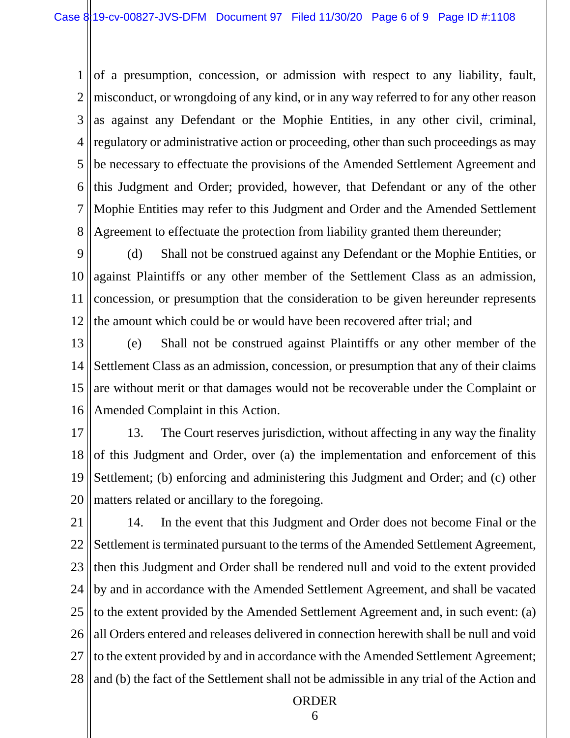of a presumption, concession, or admission with respect to any liability, fault, misconduct, or wrongdoing of any kind, or in any way referred to for any other reason as against any Defendant or the Mophie Entities, in any other civil, criminal, regulatory or administrative action or proceeding, other than such proceedings as may be necessary to effectuate the provisions of the Amended Settlement Agreement and this Judgment and Order; provided, however, that Defendant or any of the other Mophie Entities may refer to this Judgment and Order and the Amended Settlement Agreement to effectuate the protection from liability granted them thereunder;

(d) Shall not be construed against any Defendant or the Mophie Entities, or against Plaintiffs or any other member of the Settlement Class as an admission, concession, or presumption that the consideration to be given hereunder represents the amount which could be or would have been recovered after trial; and

(e) Shall not be construed against Plaintiffs or any other member of the Settlement Class as an admission, concession, or presumption that any of their claims are without merit or that damages would not be recoverable under the Complaint or Amended Complaint in this Action.

13. The Court reserves jurisdiction, without affecting in any way the finality of this Judgment and Order, over (a) the implementation and enforcement of this Settlement; (b) enforcing and administering this Judgment and Order; and (c) other matters related or ancillary to the foregoing.

14. In the event that this Judgment and Order does not become Final or the Settlement is terminated pursuant to the terms of the Amended Settlement Agreement, then this Judgment and Order shall be rendered null and void to the extent provided by and in accordance with the Amended Settlement Agreement, and shall be vacated to the extent provided by the Amended Settlement Agreement and, in such event: (a) all Orders entered and releases delivered in connection herewith shall be null and void to the extent provided by and in accordance with the Amended Settlement Agreement; and (b) the fact of the Settlement shall not be admissible in any trial of the Action and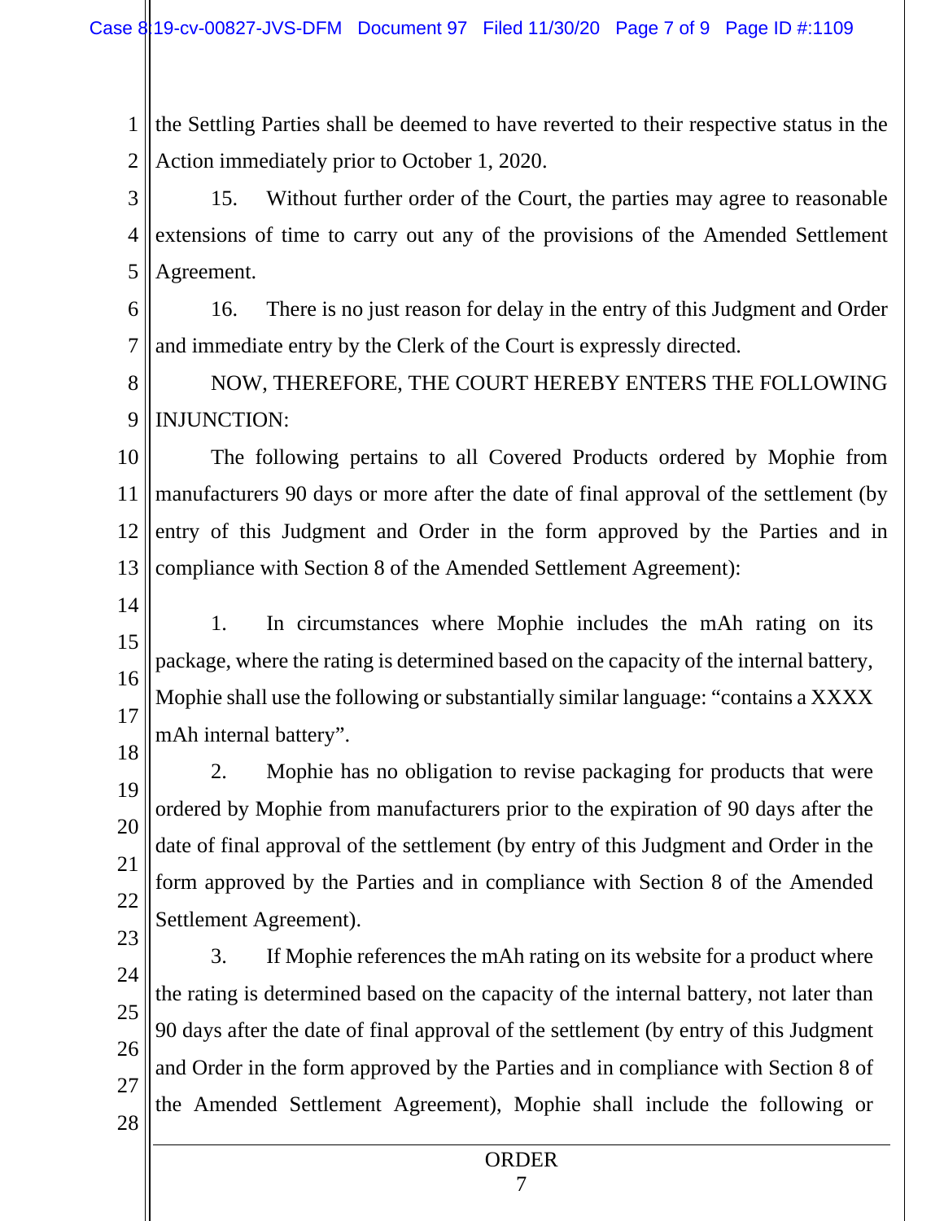the Settling Parties shall be deemed to have reverted to their respective status in the Action immediately prior to October 1, 2020.

15. Without further order of the Court, the parties may agree to reasonable extensions of time to carry out any of the provisions of the Amended Settlement Agreement.

16. There is no just reason for delay in the entry of this Judgment and Order and immediate entry by the Clerk of the Court is expressly directed.

NOW, THEREFORE, THE COURT HEREBY ENTERS THE FOLLOWING INJUNCTION:

The following pertains to all Covered Products ordered by Mophie from manufacturers 90 days or more after the date of final approval of the settlement (by entry of this Judgment and Order in the form approved by the Parties and in compliance with Section 8 of the Amended Settlement Agreement):

1. In circumstances where Mophie includes the mAh rating on its package, where the rating is determined based on the capacity of the internal battery, Mophie shall use the following or substantially similar language: "contains a XXXX mAh internal battery".

2. Mophie has no obligation to revise packaging for products that were ordered by Mophie from manufacturers prior to the expiration of 90 days after the date of final approval of the settlement (by entry of this Judgment and Order in the form approved by the Parties and in compliance with Section 8 of the Amended Settlement Agreement).

3. If Mophie references the mAh rating on its website for a product where the rating is determined based on the capacity of the internal battery, not later than 90 days after the date of final approval of the settlement (by entry of this Judgment and Order in the form approved by the Parties and in compliance with Section 8 of the Amended Settlement Agreement), Mophie shall include the following or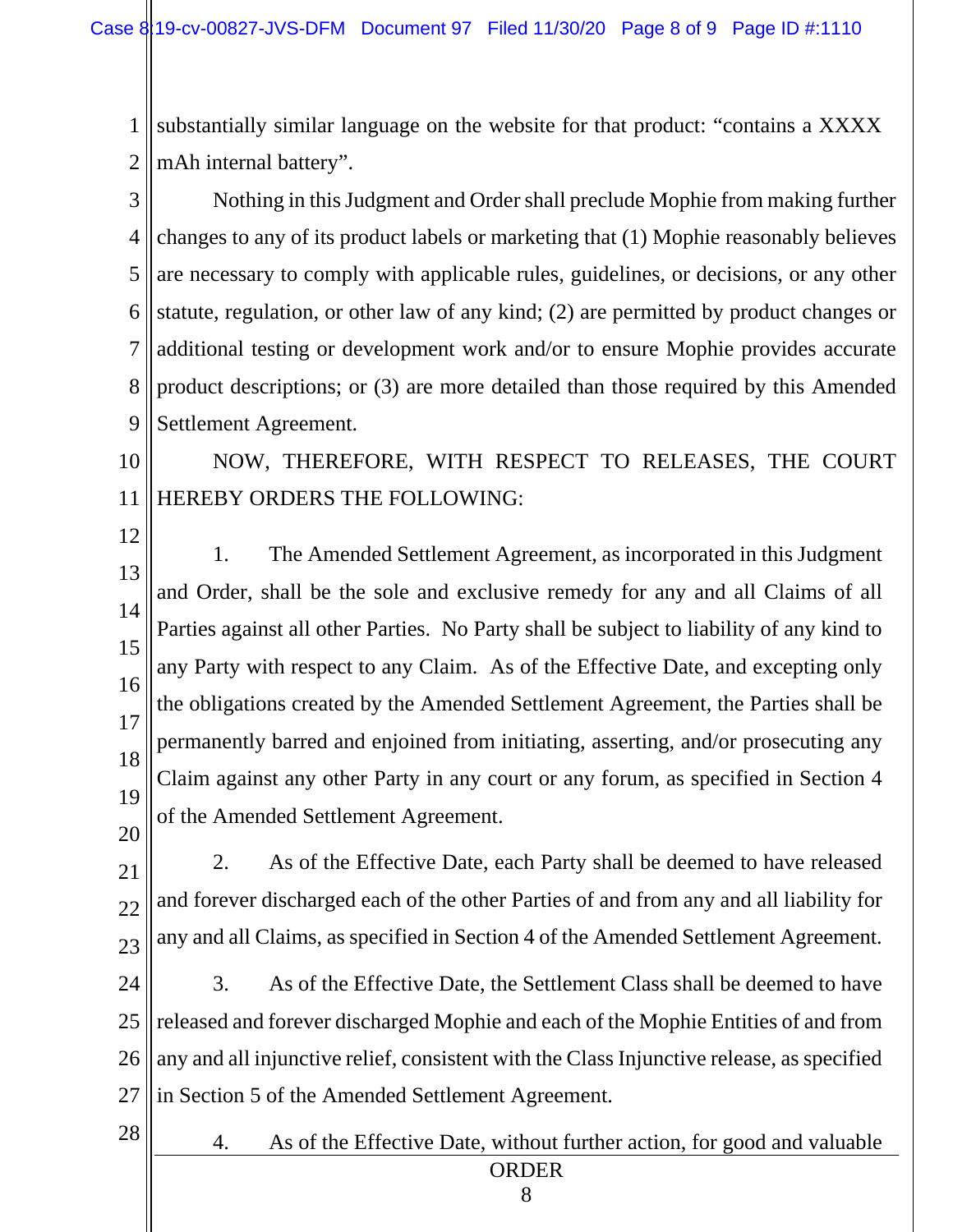substantially similar language on the website for that product: "contains a XXXX mAh internal battery".

Nothing in this Judgment and Order shall preclude Mophie from making further changes to any of its product labels or marketing that (1) Mophie reasonably believes are necessary to comply with applicable rules, guidelines, or decisions, or any other statute, regulation, or other law of any kind; (2) are permitted by product changes or additional testing or development work and/or to ensure Mophie provides accurate product descriptions; or (3) are more detailed than those required by this Amended Settlement Agreement.

NOW, THEREFORE, WITH RESPECT TO RELEASES, THE COURT HEREBY ORDERS THE FOLLOWING:

1. The Amended Settlement Agreement, as incorporated in this Judgment and Order, shall be the sole and exclusive remedy for any and all Claims of all Parties against all other Parties. No Party shall be subject to liability of any kind to any Party with respect to any Claim. As of the Effective Date, and excepting only the obligations created by the Amended Settlement Agreement, the Parties shall be permanently barred and enjoined from initiating, asserting, and/or prosecuting any Claim against any other Party in any court or any forum, as specified in Section 4 of the Amended Settlement Agreement.

2. As of the Effective Date, each Party shall be deemed to have released and forever discharged each of the other Parties of and from any and all liability for any and all Claims, as specified in Section 4 of the Amended Settlement Agreement.

3. As of the Effective Date, the Settlement Class shall be deemed to have released and forever discharged Mophie and each of the Mophie Entities of and from any and all injunctive relief, consistent with the Class Injunctive release, as specified in Section 5 of the Amended Settlement Agreement.

4. As of the Effective Date, without further action, for good and valuable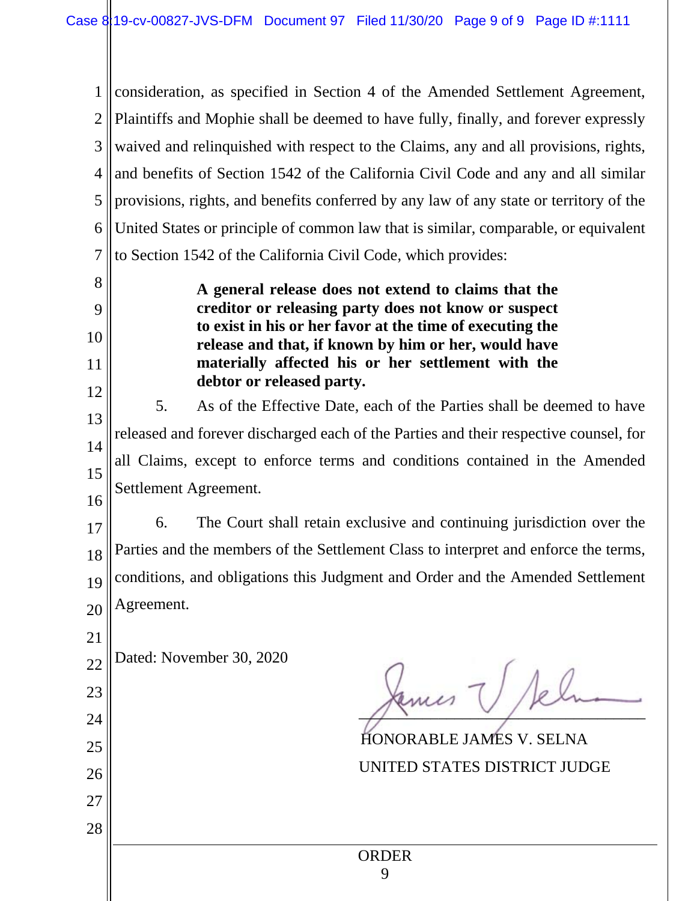consideration, as specified in Section 4 of the Amended Settlement Agreement, Plaintiffs and Mophie shall be deemed to have fully, finally, and forever expressly waived and relinquished with respect to the Claims, any and all provisions, rights, and benefits of Section 1542 of the California Civil Code and any and all similar provisions, rights, and benefits conferred by any law of any state or territory of the United States or principle of common law that is similar, comparable, or equivalent to Section 1542 of the California Civil Code, which provides:

> **A general release does not extend to claims that the creditor or releasing party does not know or suspect to exist in his or her favor at the time of executing the release and that, if known by him or her, would have materially affected his or her settlement with the debtor or released party.**

5. As of the Effective Date, each of the Parties shall be deemed to have released and forever discharged each of the Parties and their respective counsel, for all Claims, except to enforce terms and conditions contained in the Amended Settlement Agreement.

6. The Court shall retain exclusive and continuing jurisdiction over the Parties and the members of the Settlement Class to interpret and enforce the terms, conditions, and obligations this Judgment and Order and the Amended Settlement Agreement.

Dated: November 30, 2020

HONORABLE JAMES V. SELNA
UNITED STATES DISTRICT JUDGE

ORDER